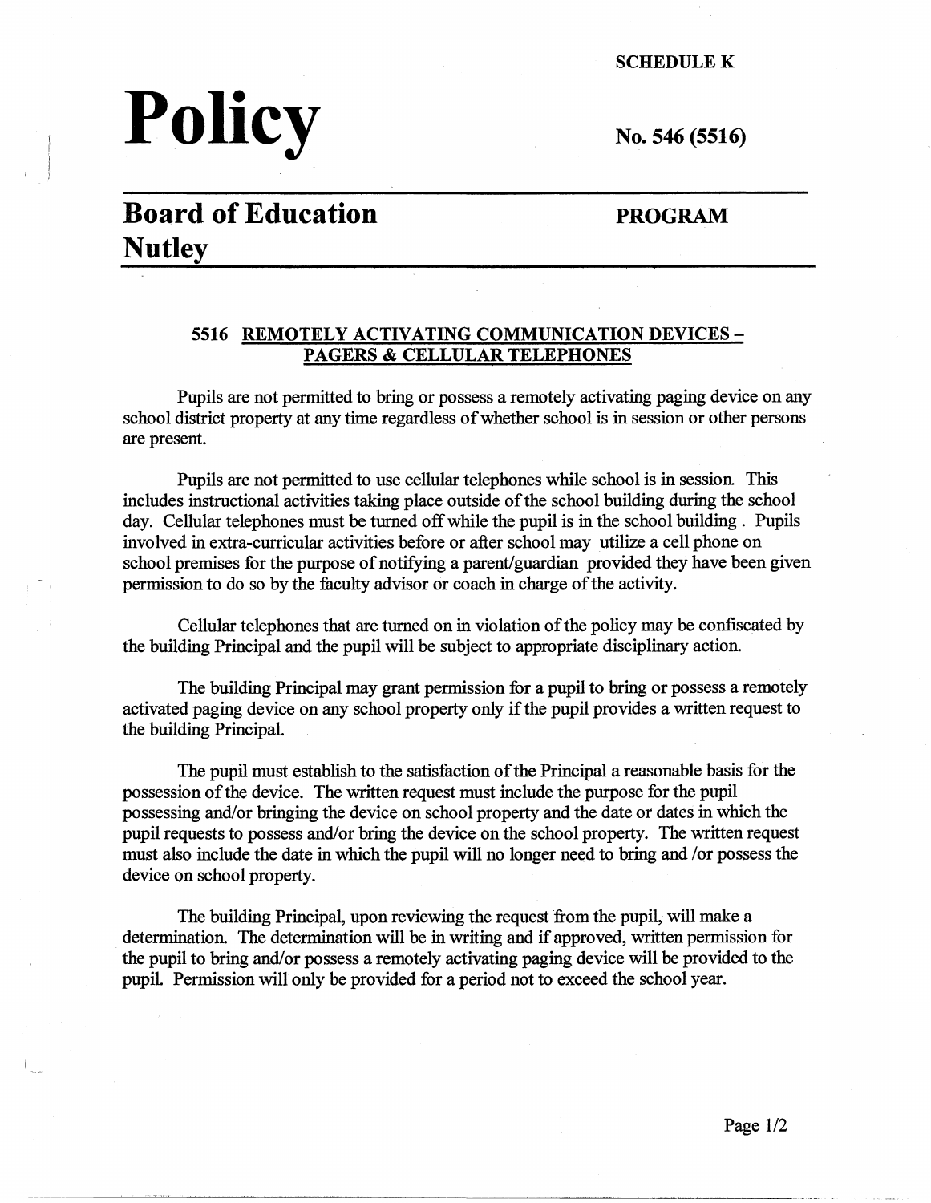SCHEDULE K

# Policy

No. 546 (5516)

## Board of Education Nutley

**PROGRAM**

### 5516 REMOTELY ACTIVATING COMMUNICATION DEVICES – PAGERS & CELLULAR TELEPHONES

Pupils are not permitted to bring or possess a remotely activating paging device on any school district property at any time regardless of whether school is in session or other persons are present.

Pupils are not permitted to use cellular telephones while school is in session. This includes instructional activities taking place outside of the school building during the school day. Cellular telephones must be turned off while the pupil is in the school building . Pupils involved in extra-curricular activities before or after school may utilize a cell phone on school premises for the purpose of notifying a parent/guardian provided they have been given permission to do so by the faculty advisor or coach in charge of the activity.

Cellular telephones that are turned on in violation of the policy may be confiscated by the building Principal and the pupil will be subject to appropriate disciplinary action.

The building Principal may grant permission for a pupil to bring or possess a remotely activated paging device on any school property only if the pupil provides a written request to the building Principal.

The pupil must establish to the satisfaction of the Principal a reasonable basis for the possession of the device. The written request must include the purpose for the pupil possessing and/or bringing the device on school property and the date or dates in which the pupil requests to possess and/or bring the device on the school property. The written request must also include the date in which the pupil will no longer need to bring and /or possess the device on school property.

The building Principal, upon reviewing the request from the pupil, will make a determination. The determination will be in writing and if approved, written permission for the pupil to bring and/or possess a remotely activating paging device will be provided to the pupil. Permission will only be provided for a period not to exceed the school year.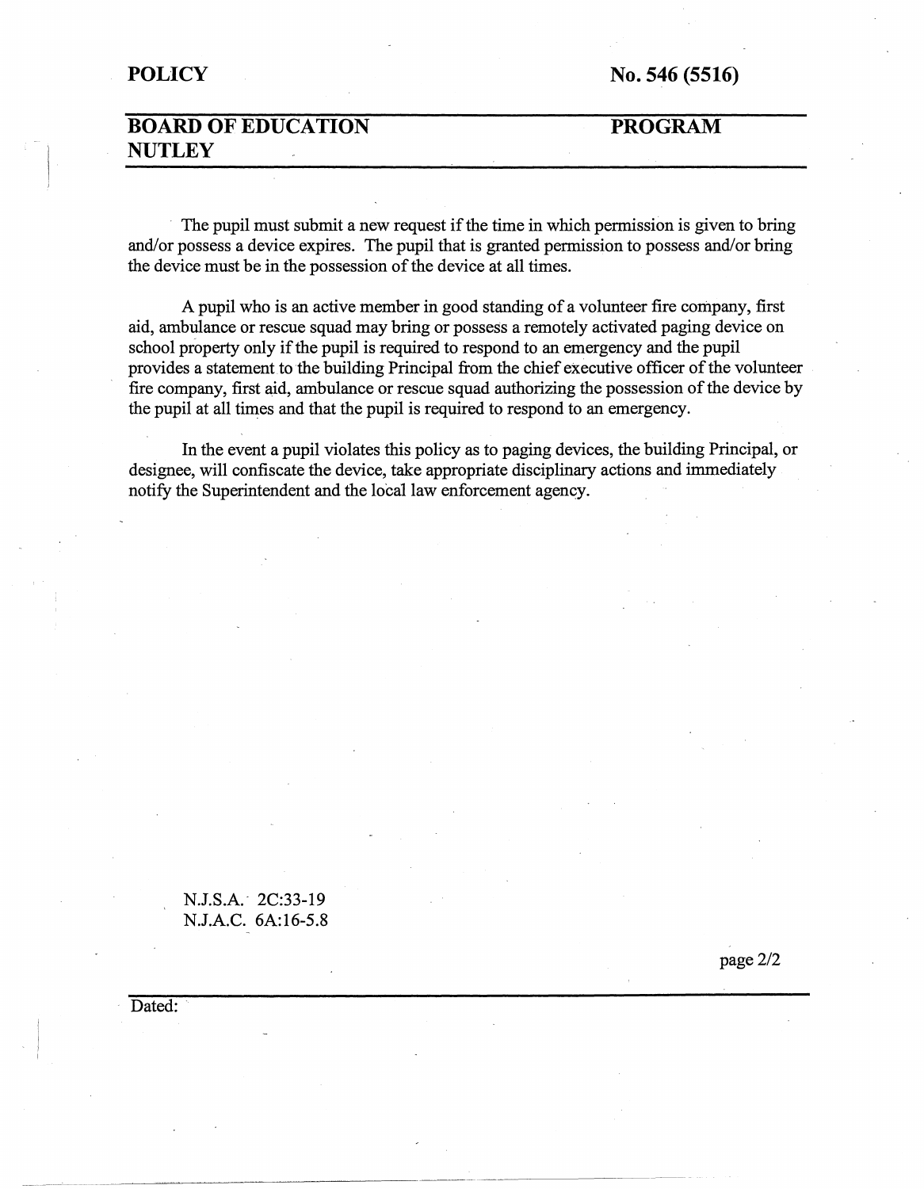The pupil must submit a new request if the time in which permission is given to bring and/or possess a device expires. The pupil that is granted permission to possess and/or bring the device must be in the possession of the device at all times.

A pupil who is an active member in good standing of a volunteer fire company, first aid, ambulance or rescue squad may bring or possess a remotely activated paging device on school property only if the pupil is required to respond to an emergency and the pupil provides a statement to the building Principal from the chief executive officer of the volunteer fire company, first aid, ambulance or rescue squad authorizing the possession of the device by the pupil at all times and that the pupil is required to respond to an emergency.

In the event a pupil violates this policy as to paging devices, the building Principal, or designee, will confiscate the device, take appropriate disciplinary actions and immediately notify the Superintendent and the local law enforcement agency.

N.J.S.A. 2C:33-19
N.J.A.C. 6A:16-5.8

Dated: